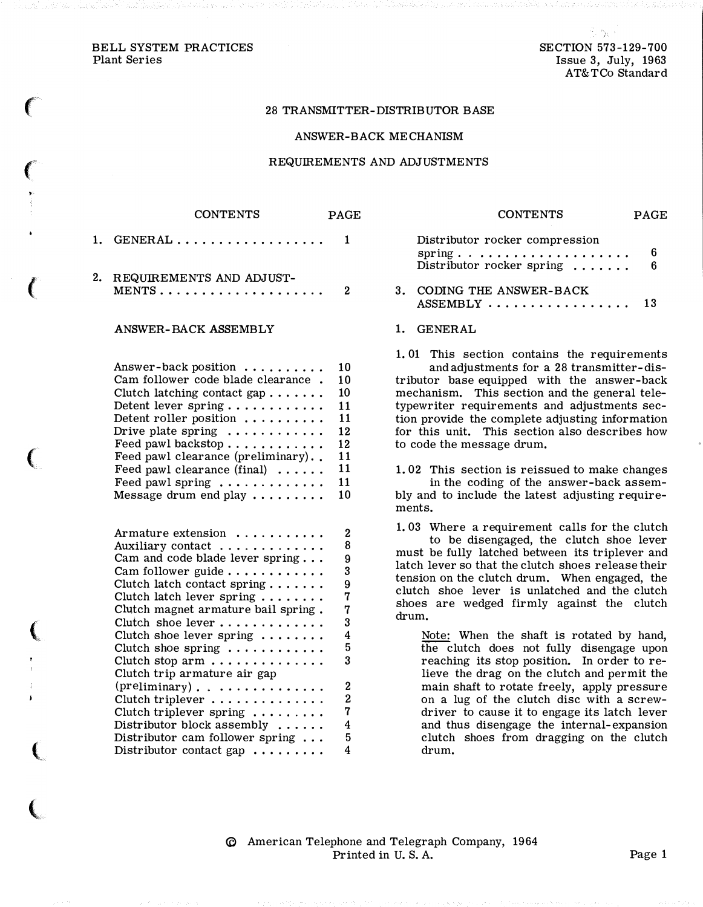BELL SYSTEM PRACTICES
Plant Series

SECTION 573-129-700
Issue 3, July, 1963
AT&TCo Standard

# 28 TRANSMITTER-DISTRIBUTOR BASE

# ANSWER-BACK MECHANISM

# REQUIREMENTS AND ADJUSTMENTS

| CONTENTS | PAGE |
|---|---|
| 1. GENERAL | 1 |
| 2. REQUIREMENTS AND ADJUSTMENTS | 2 |
| ANSWER-BACK ASSEMBLY | |
| Answer-back position | 10 |
| Cam follower code blade clearance | 10 |
| Clutch latching contact gap | 10 |
| Detent lever spring | 11 |
| Detent roller position | 11 |
| Drive plate spring | 12 |
| Feed pawl backstop | 12 |
| Feed pawl clearance (preliminary) | 11 |
| Feed pawl clearance (final) | 11 |
| Feed pawl spring | 11 |
| Message drum end play | 10 |
| Armature extension | 2 |
| Auxiliary contact | 8 |
| Cam and code blade lever spring | 9 |
| Cam follower guide | 3 |
| Clutch latch contact spring | 9 |
| Clutch latch lever spring | 7 |
| Clutch magnet armature bail spring | 7 |
| Clutch shoe lever | 3 |
| Clutch shoe lever spring | 4 |
| Clutch shoe spring | 5 |
| Clutch stop arm | 3 |
| Clutch trip armature air gap (preliminary) | 2 |
| Clutch triplever | 2 |
| Clutch triplever spring | 7 |
| Distributor block assembly | 4 |
| Distributor cam follower spring | 5 |
| Distributor contact gap | 4 |
| Distributor rocker compression spring | 6 |
| Distributor rocker spring | 6 |
| 3. CODING THE ANSWER-BACK ASSEMBLY | 13 |

## 1. GENERAL

1.01 This section contains the requirements and adjustments for a 28 transmitter-distributor base equipped with the answer-back mechanism. This section and the general teletypewriter requirements and adjustments section provide the complete adjusting information for this unit. This section also describes how to code the message drum.

1.02 This section is reissued to make changes in the coding of the answer-back assembly and to include the latest adjusting requirements.

1.03 Where a requirement calls for the clutch to be disengaged, the clutch shoe lever must be fully latched between its triplever and latch lever so that the clutch shoes release their tension on the clutch drum. When engaged, the clutch shoe lever is unlatched and the clutch shoes are wedged firmly against the clutch drum.

> Note: When the shaft is rotated by hand, the clutch does not fully disengage upon reaching its stop position. In order to relieve the drag on the clutch and permit the main shaft to rotate freely, apply pressure on a lug of the clutch disc with a screwdriver to cause it to engage its latch lever and thus disengage the internal-expansion clutch shoes from dragging on the clutch drum.

© American Telephone and Telegraph Company, 1964
Printed in U. S. A.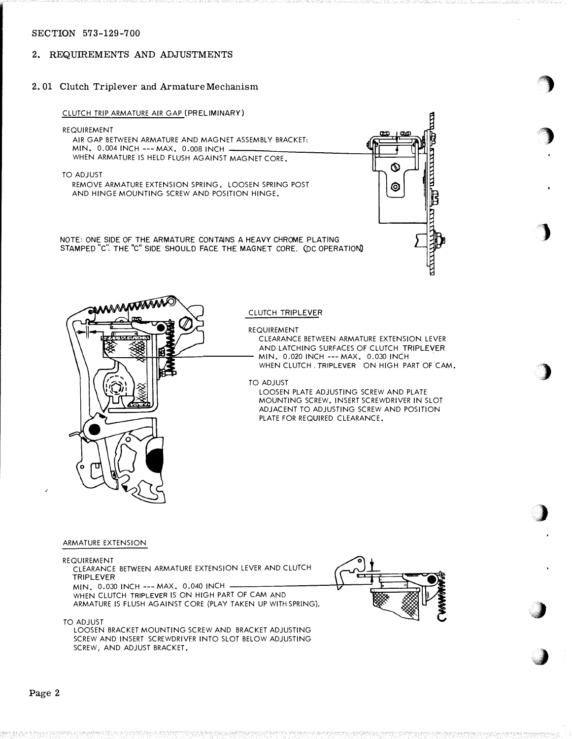SECTION 573-129-700

## 2. REQUIREMENTS AND ADJUSTMENTS

### 2.01 Clutch Triplever and Armature Mechanism

CLUTCH TRIP ARMATURE AIR GAP (PRELIMINARY)

REQUIREMENT
AIR GAP BETWEEN ARMATURE AND MAGNET ASSEMBLY BRACKET:
MIN. 0.004 INCH --- MAX. 0.008 INCH
WHEN ARMATURE IS HELD FLUSH AGAINST MAGNET CORE.

TO ADJUST
REMOVE ARMATURE EXTENSION SPRING. LOOSEN SPRING POST AND HINGE MOUNTING SCREW AND POSITION HINGE.

NOTE: ONE SIDE OF THE ARMATURE CONTAINS A HEAVY CHROME PLATING STAMPED "C". THE "C" SIDE SHOULD FACE THE MAGNET CORE. (DC OPERATION)

CLUTCH TRIPLEVER

REQUIREMENT
CLEARANCE BETWEEN ARMATURE EXTENSION LEVER AND LATCHING SURFACES OF CLUTCH TRIPLEVER
MIN. 0.020 INCH --- MAX. 0.030 INCH
WHEN CLUTCH TRIPLEVER ON HIGH PART OF CAM.

TO ADJUST
LOOSEN PLATE ADJUSTING SCREW AND PLATE MOUNTING SCREW. INSERT SCREWDRIVER IN SLOT ADJACENT TO ADJUSTING SCREW AND POSITION PLATE FOR REQUIRED CLEARANCE.

ARMATURE EXTENSION

REQUIREMENT
CLEARANCE BETWEEN ARMATURE EXTENSION LEVER AND CLUTCH TRIPLEVER
MIN. 0.030 INCH --- MAX. 0.040 INCH
WHEN CLUTCH TRIPLEVER IS ON HIGH PART OF CAM AND ARMATURE IS FLUSH AGAINST CORE (PLAY TAKEN UP WITH SPRING).

TO ADJUST
LOOSEN BRACKET MOUNTING SCREW AND BRACKET ADJUSTING SCREW AND INSERT SCREWDRIVER INTO SLOT BELOW ADJUSTING SCREW, AND ADJUST BRACKET.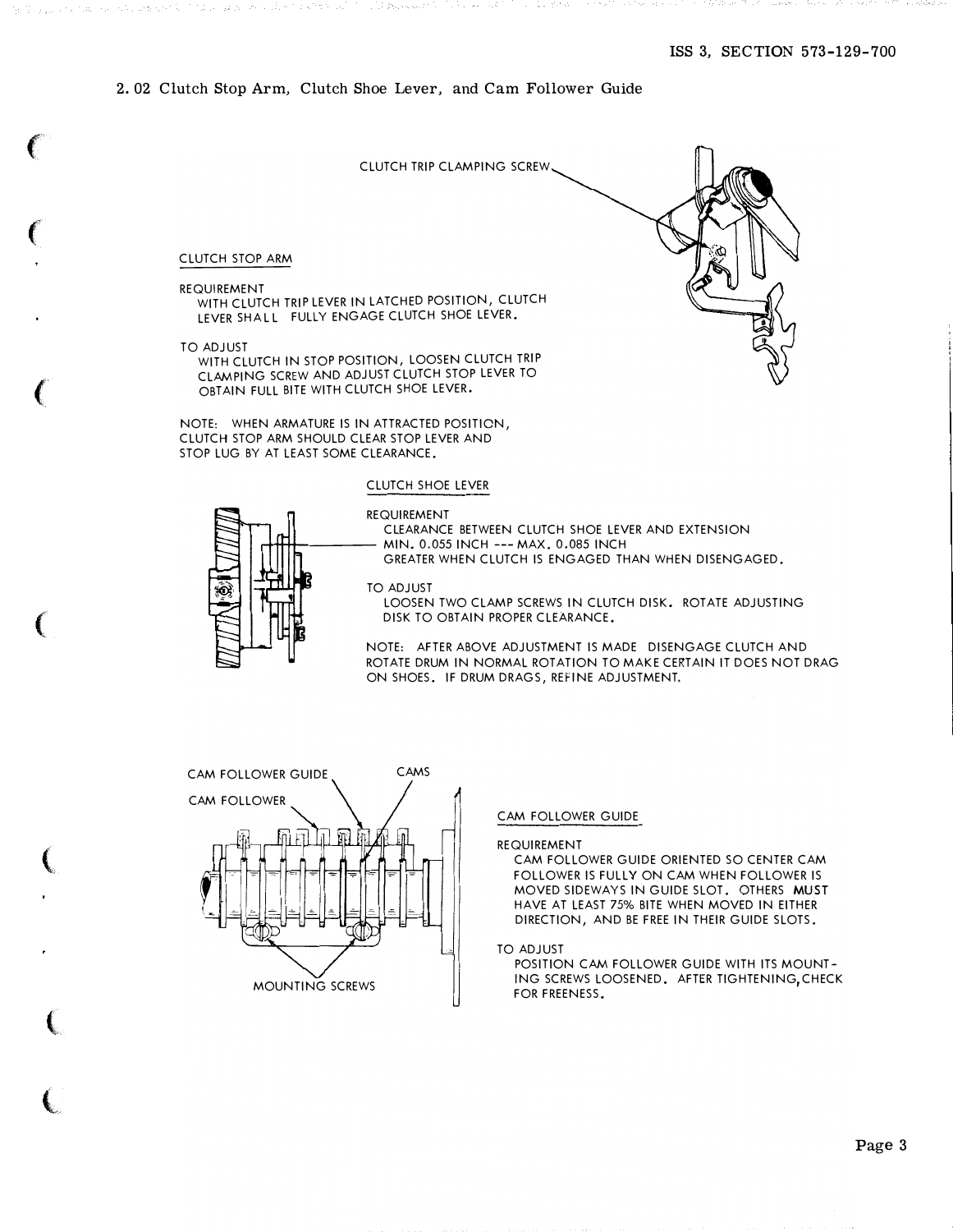## 2.02 Clutch Stop Arm, Clutch Shoe Lever, and Cam Follower Guide

CLUTCH TRIP CLAMPING SCREW

### CLUTCH STOP ARM

REQUIREMENT
WITH CLUTCH TRIP LEVER IN LATCHED POSITION, CLUTCH LEVER SHALL FULLY ENGAGE CLUTCH SHOE LEVER.

TO ADJUST
WITH CLUTCH IN STOP POSITION, LOOSEN CLUTCH TRIP CLAMPING SCREW AND ADJUST CLUTCH STOP LEVER TO OBTAIN FULL BITE WITH CLUTCH SHOE LEVER.

NOTE: WHEN ARMATURE IS IN ATTRACTED POSITION, CLUTCH STOP ARM SHOULD CLEAR STOP LEVER AND STOP LUG BY AT LEAST SOME CLEARANCE.

### CLUTCH SHOE LEVER

REQUIREMENT
CLEARANCE BETWEEN CLUTCH SHOE LEVER AND EXTENSION
MIN. 0.055 INCH --- MAX. 0.085 INCH
GREATER WHEN CLUTCH IS ENGAGED THAN WHEN DISENGAGED.

TO ADJUST
LOOSEN TWO CLAMP SCREWS IN CLUTCH DISK. ROTATE ADJUSTING DISK TO OBTAIN PROPER CLEARANCE.

NOTE: AFTER ABOVE ADJUSTMENT IS MADE DISENGAGE CLUTCH AND ROTATE DRUM IN NORMAL ROTATION TO MAKE CERTAIN IT DOES NOT DRAG ON SHOES. IF DRUM DRAGS, REFINE ADJUSTMENT.

CAM FOLLOWER GUIDE
CAMS
CAM FOLLOWER
MOUNTING SCREWS

### CAM FOLLOWER GUIDE

REQUIREMENT
CAM FOLLOWER GUIDE ORIENTED SO CENTER CAM FOLLOWER IS FULLY ON CAM WHEN FOLLOWER IS MOVED SIDEWAYS IN GUIDE SLOT. OTHERS MUST HAVE AT LEAST 75% BITE WHEN MOVED IN EITHER DIRECTION, AND BE FREE IN THEIR GUIDE SLOTS.

TO ADJUST
POSITION CAM FOLLOWER GUIDE WITH ITS MOUNTING SCREWS LOOSENED. AFTER TIGHTENING, CHECK FOR FREENESS.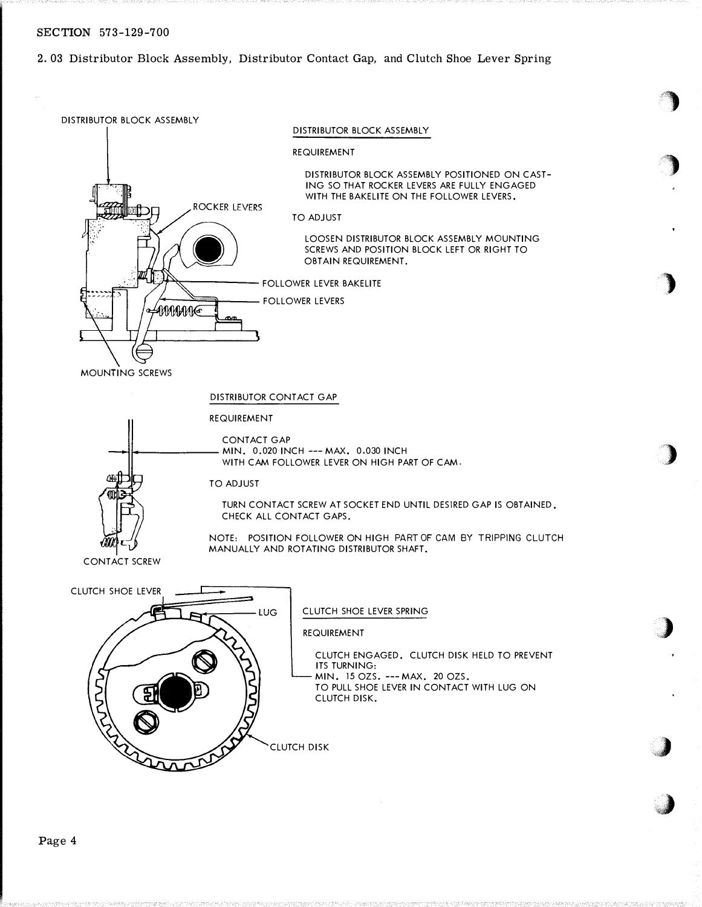## 2.03 Distributor Block Assembly, Distributor Contact Gap, and Clutch Shoe Lever Spring

DISTRIBUTOR BLOCK ASSEMBLY

ROCKER LEVERS

FOLLOWER LEVER BAKELITE

FOLLOWER LEVERS

MOUNTING SCREWS

### DISTRIBUTOR BLOCK ASSEMBLY

REQUIREMENT

DISTRIBUTOR BLOCK ASSEMBLY POSITIONED ON CASTING SO THAT ROCKER LEVERS ARE FULLY ENGAGED WITH THE BAKELITE ON THE FOLLOWER LEVERS.

TO ADJUST

LOOSEN DISTRIBUTOR BLOCK ASSEMBLY MOUNTING SCREWS AND POSITION BLOCK LEFT OR RIGHT TO OBTAIN REQUIREMENT.

### DISTRIBUTOR CONTACT GAP

REQUIREMENT

CONTACT GAP
MIN. 0.020 INCH --- MAX. 0.030 INCH
WITH CAM FOLLOWER LEVER ON HIGH PART OF CAM.

TO ADJUST

TURN CONTACT SCREW AT SOCKET END UNTIL DESIRED GAP IS OBTAINED. CHECK ALL CONTACT GAPS.

NOTE: POSITION FOLLOWER ON HIGH PART OF CAM BY TRIPPING CLUTCH MANUALLY AND ROTATING DISTRIBUTOR SHAFT.

CONTACT SCREW

CLUTCH SHOE LEVER

LUG

CLUTCH DISK

### CLUTCH SHOE LEVER SPRING

REQUIREMENT

CLUTCH ENGAGED. CLUTCH DISK HELD TO PREVENT ITS TURNING:
MIN. 15 OZS. --- MAX. 20 OZS.
TO PULL SHOE LEVER IN CONTACT WITH LUG ON CLUTCH DISK.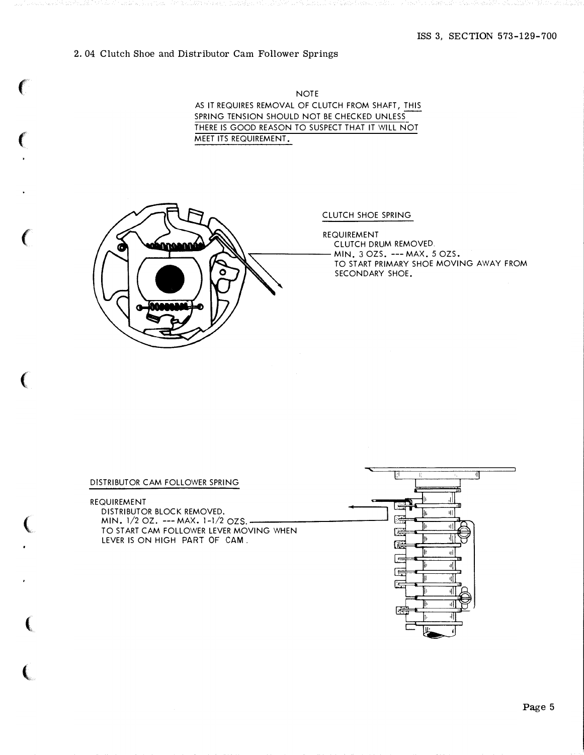## 2.04 Clutch Shoe and Distributor Cam Follower Springs

NOTE

AS IT REQUIRES REMOVAL OF CLUTCH FROM SHAFT, THIS SPRING TENSION SHOULD NOT BE CHECKED UNLESS THERE IS GOOD REASON TO SUSPECT THAT IT WILL NOT MEET ITS REQUIREMENT.

CLUTCH SHOE SPRING

REQUIREMENT
CLUTCH DRUM REMOVED.
MIN. 3 OZS. --- MAX. 5 OZS.
TO START PRIMARY SHOE MOVING AWAY FROM SECONDARY SHOE.

DISTRIBUTOR CAM FOLLOWER SPRING

REQUIREMENT
DISTRIBUTOR BLOCK REMOVED.
MIN. 1/2 OZ. --- MAX. 1-1/2 OZS.
TO START CAM FOLLOWER LEVER MOVING WHEN LEVER IS ON HIGH PART OF CAM.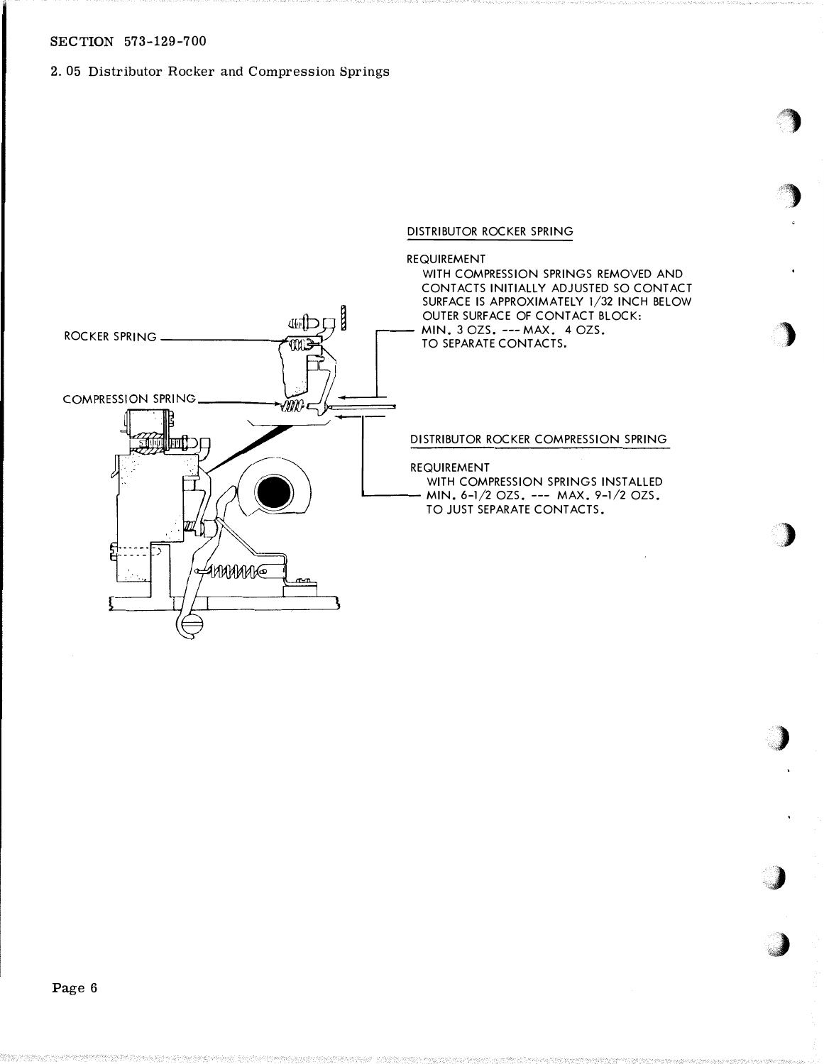## 2.05 Distributor Rocker and Compression Springs

ROCKER SPRING

COMPRESSION SPRING

DISTRIBUTOR ROCKER SPRING

REQUIREMENT
WITH COMPRESSION SPRINGS REMOVED AND CONTACTS INITIALLY ADJUSTED SO CONTACT SURFACE IS APPROXIMATELY 1/32 INCH BELOW OUTER SURFACE OF CONTACT BLOCK:
MIN. 3 OZS. --- MAX. 4 OZS.
TO SEPARATE CONTACTS.

DISTRIBUTOR ROCKER COMPRESSION SPRING

REQUIREMENT
WITH COMPRESSION SPRINGS INSTALLED
MIN. 6-1/2 OZS. --- MAX. 9-1/2 OZS.
TO JUST SEPARATE CONTACTS.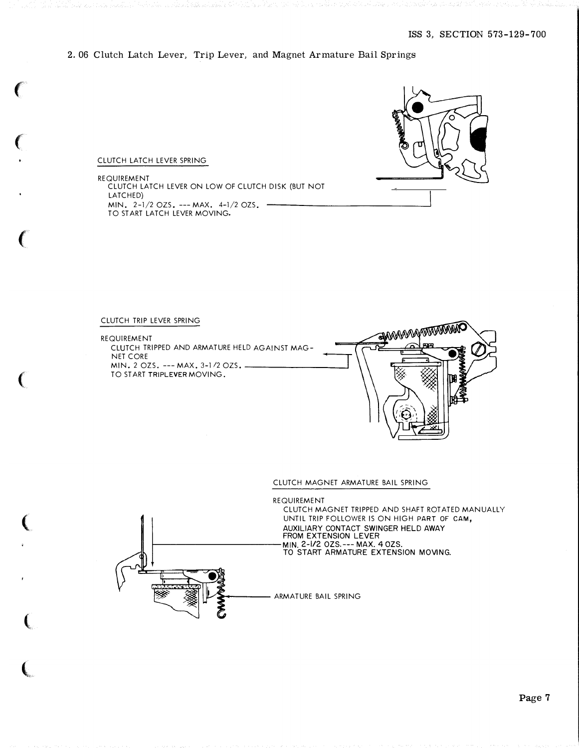## 2.06 Clutch Latch Lever, Trip Lever, and Magnet Armature Bail Springs

CLUTCH LATCH LEVER SPRING

REQUIREMENT
CLUTCH LATCH LEVER ON LOW OF CLUTCH DISK (BUT NOT LATCHED)
MIN. 2-1/2 OZS. --- MAX. 4-1/2 OZS.
TO START LATCH LEVER MOVING.

CLUTCH TRIP LEVER SPRING

REQUIREMENT
CLUTCH TRIPPED AND ARMATURE HELD AGAINST MAGNET CORE
MIN. 2 OZS. --- MAX. 3-1/2 OZS.
TO START TRIPLEVER MOVING.

CLUTCH MAGNET ARMATURE BAIL SPRING

REQUIREMENT
CLUTCH MAGNET TRIPPED AND SHAFT ROTATED MANUALLY UNTIL TRIP FOLLOWER IS ON HIGH PART OF CAM,
AUXILIARY CONTACT SWINGER HELD AWAY FROM EXTENSION LEVER
MIN. 2-1/2 OZS.--- MAX. 4 OZS.
TO START ARMATURE EXTENSION MOVING.

ARMATURE BAIL SPRING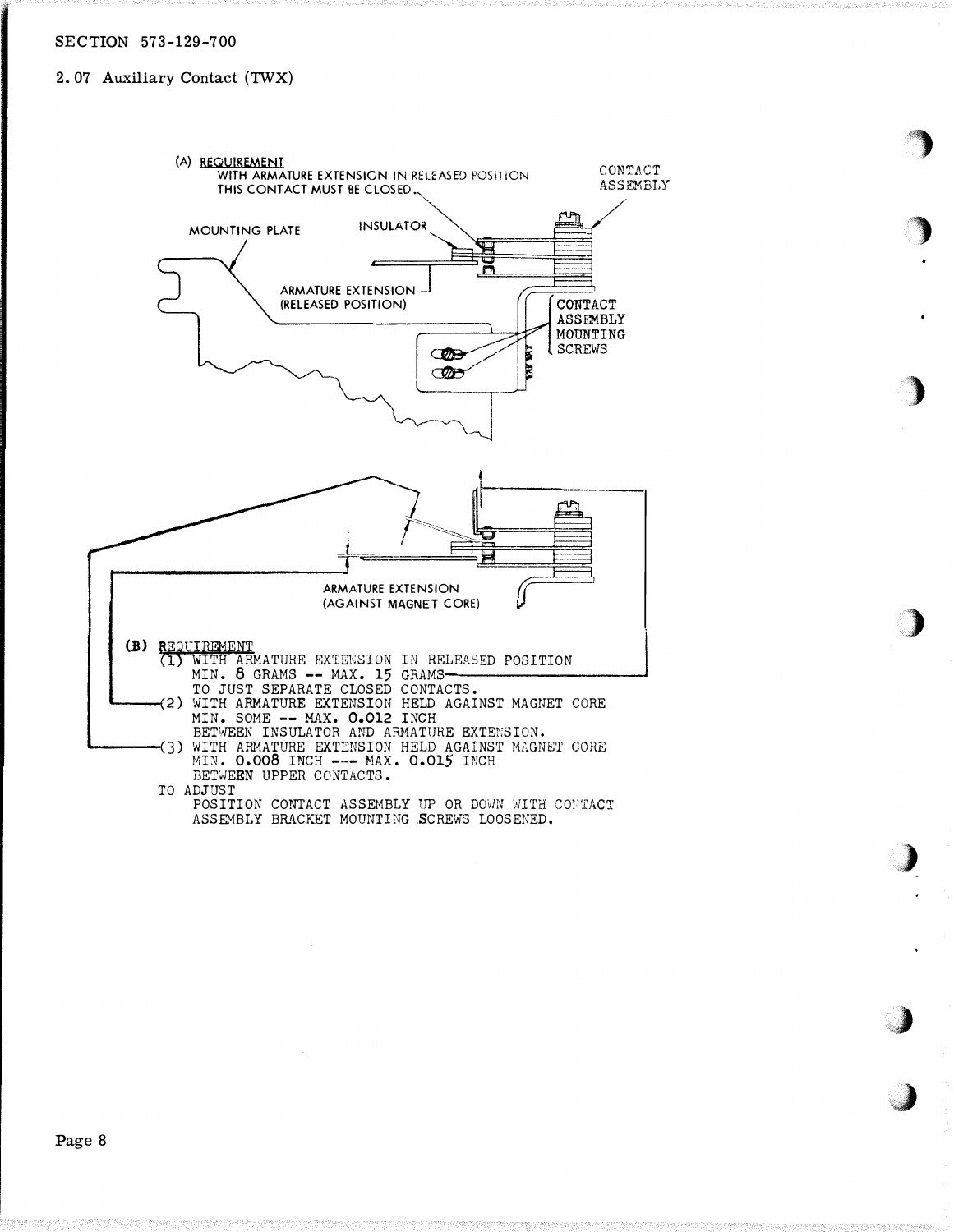SECTION 573-129-700

## 2.07 Auxiliary Contact (TWX)

(A) REQUIREMENT
WITH ARMATURE EXTENSION IN RELEASED POSITION THIS CONTACT MUST BE CLOSED.

MOUNTING PLATE

INSULATOR

CONTACT ASSEMBLY

ARMATURE EXTENSION (RELEASED POSITION)

CONTACT ASSEMBLY MOUNTING SCREWS

ARMATURE EXTENSION (AGAINST MAGNET CORE)

(B) REQUIREMENT

(1) WITH ARMATURE EXTENSION IN RELEASED POSITION
MIN. 8 GRAMS -- MAX. 15 GRAMS
TO JUST SEPARATE CLOSED CONTACTS.

(2) WITH ARMATURE EXTENSION HELD AGAINST MAGNET CORE
MIN. SOME -- MAX. 0.012 INCH
BETWEEN INSULATOR AND ARMATURE EXTENSION.

(3) WITH ARMATURE EXTENSION HELD AGAINST MAGNET CORE
MIN. 0.008 INCH --- MAX. 0.015 INCH
BETWEEN UPPER CONTACTS.

TO ADJUST
POSITION CONTACT ASSEMBLY UP OR DOWN WITH CONTACT ASSEMBLY BRACKET MOUNTING SCREWS LOOSENED.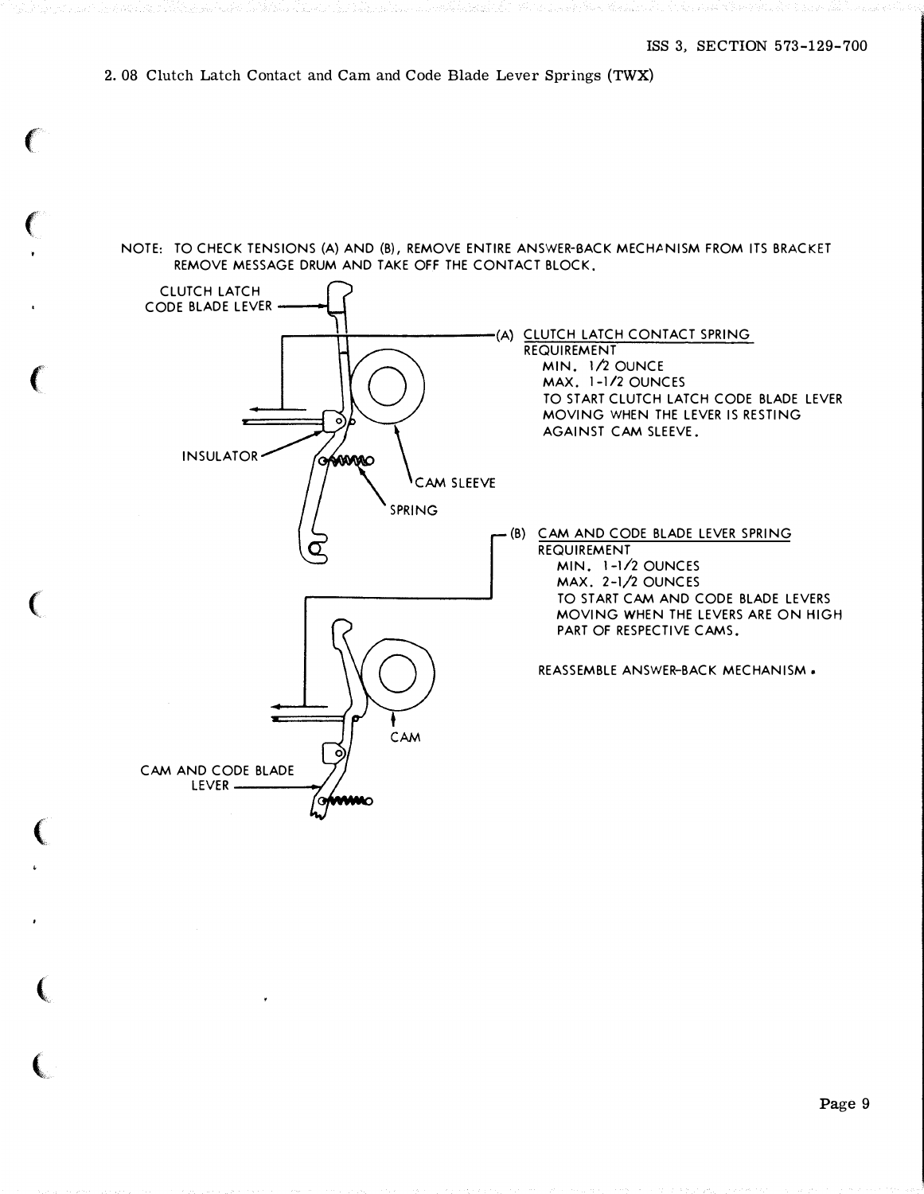## 2.08 Clutch Latch Contact and Cam and Code Blade Lever Springs (TWX)

NOTE: TO CHECK TENSIONS (A) AND (B), REMOVE ENTIRE ANSWER-BACK MECHANISM FROM ITS BRACKET REMOVE MESSAGE DRUM AND TAKE OFF THE CONTACT BLOCK.

CLUTCH LATCH CODE BLADE LEVER

INSULATOR

SPRING

CAM SLEEVE

(A) CLUTCH LATCH CONTACT SPRING

REQUIREMENT

MIN. 1/2 OUNCE

MAX. 1-1/2 OUNCES

TO START CLUTCH LATCH CODE BLADE LEVER MOVING WHEN THE LEVER IS RESTING AGAINST CAM SLEEVE.

(B) CAM AND CODE BLADE LEVER SPRING

REQUIREMENT

MIN. 1-1/2 OUNCES

MAX. 2-1/2 OUNCES

TO START CAM AND CODE BLADE LEVERS MOVING WHEN THE LEVERS ARE ON HIGH PART OF RESPECTIVE CAMS.

REASSEMBLE ANSWER-BACK MECHANISM.

CAM

CAM AND CODE BLADE LEVER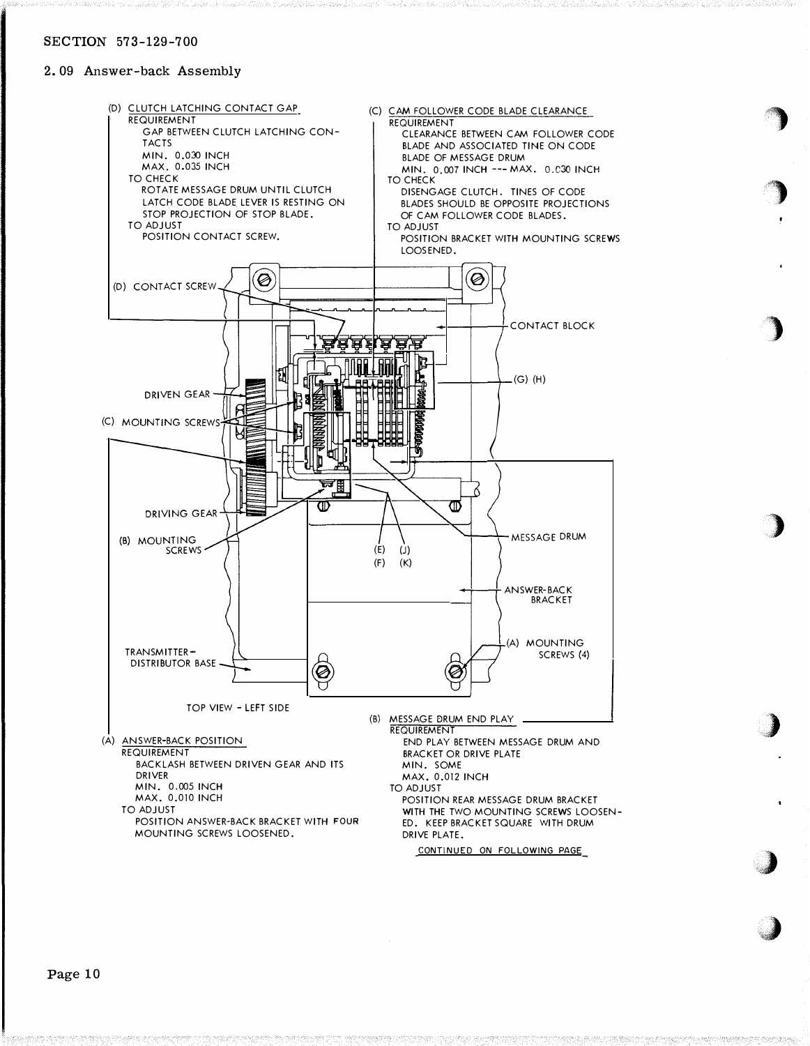SECTION 573-129-700

## 2.09 Answer-back Assembly

**(D) CLUTCH LATCHING CONTACT GAP**

REQUIREMENT
GAP BETWEEN CLUTCH LATCHING CONTACTS
MIN. 0.030 INCH
MAX. 0.035 INCH

TO CHECK
ROTATE MESSAGE DRUM UNTIL CLUTCH LATCH CODE BLADE LEVER IS RESTING ON STOP PROJECTION OF STOP BLADE.

TO ADJUST
POSITION CONTACT SCREW.

**(C) CAM FOLLOWER CODE BLADE CLEARANCE**

REQUIREMENT
CLEARANCE BETWEEN CAM FOLLOWER CODE BLADE AND ASSOCIATED TINE ON CODE BLADE OF MESSAGE DRUM
MIN. 0.007 INCH --- MAX. 0.030 INCH

TO CHECK
DISENGAGE CLUTCH. TINES OF CODE BLADES SHOULD BE OPPOSITE PROJECTIONS OF CAM FOLLOWER CODE BLADES.

TO ADJUST
POSITION BRACKET WITH MOUNTING SCREWS LOOSENED.

(D) CONTACT SCREW

CONTACT BLOCK

(G) (H)

DRIVEN GEAR

(C) MOUNTING SCREWS

DRIVING GEAR

(B) MOUNTING SCREWS

(E) (J)
(F) (K)

MESSAGE DRUM

ANSWER-BACK BRACKET

(A) MOUNTING SCREWS (4)

TRANSMITTER-DISTRIBUTOR BASE

TOP VIEW - LEFT SIDE

**(A) ANSWER-BACK POSITION**

REQUIREMENT
BACKLASH BETWEEN DRIVEN GEAR AND ITS DRIVER
MIN. 0.005 INCH
MAX. 0.010 INCH

TO ADJUST
POSITION ANSWER-BACK BRACKET WITH FOUR MOUNTING SCREWS LOOSENED.

**(B) MESSAGE DRUM END PLAY**

REQUIREMENT
END PLAY BETWEEN MESSAGE DRUM AND BRACKET OR DRIVE PLATE
MIN. SOME
MAX. 0.012 INCH

TO ADJUST
POSITION REAR MESSAGE DRUM BRACKET WITH THE TWO MOUNTING SCREWS LOOSENED. KEEP BRACKET SQUARE WITH DRUM DRIVE PLATE.

CONTINUED ON FOLLOWING PAGE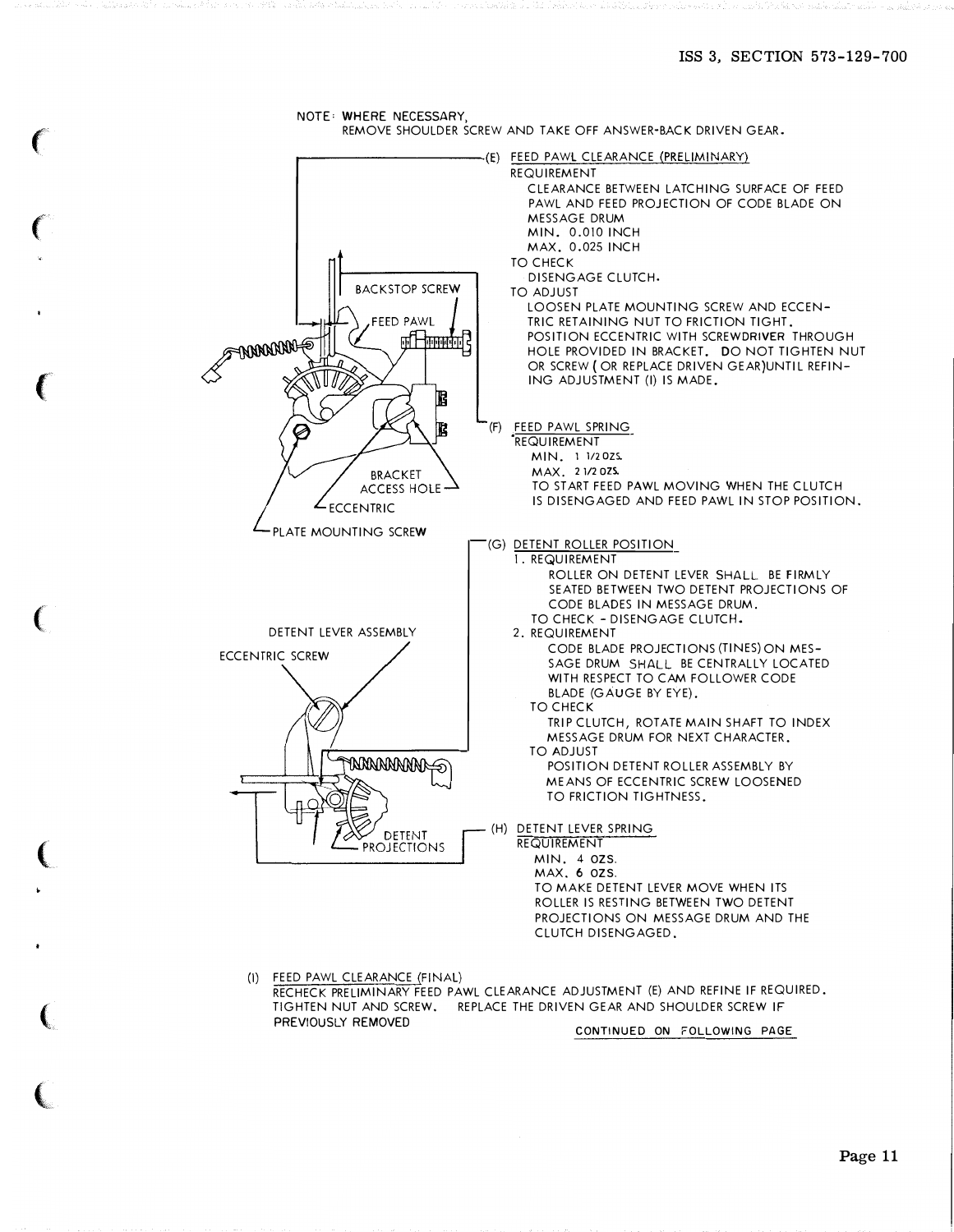NOTE: WHERE NECESSARY,
REMOVE SHOULDER SCREW AND TAKE OFF ANSWER-BACK DRIVEN GEAR.

BACKSTOP SCREW

FEED PAWL

BRACKET ACCESS HOLE

ECCENTRIC

PLATE MOUNTING SCREW

(E) FEED PAWL CLEARANCE (PRELIMINARY)

REQUIREMENT
CLEARANCE BETWEEN LATCHING SURFACE OF FEED PAWL AND FEED PROJECTION OF CODE BLADE ON MESSAGE DRUM
MIN. 0.010 INCH
MAX. 0.025 INCH

TO CHECK
DISENGAGE CLUTCH.

TO ADJUST
LOOSEN PLATE MOUNTING SCREW AND ECCENTRIC RETAINING NUT TO FRICTION TIGHT. POSITION ECCENTRIC WITH SCREWDRIVER THROUGH HOLE PROVIDED IN BRACKET. DO NOT TIGHTEN NUT OR SCREW (OR REPLACE DRIVEN GEAR) UNTIL REFINING ADJUSTMENT (I) IS MADE.

(F) FEED PAWL SPRING

REQUIREMENT
MIN. 1 1/2 OZS.
MAX. 2 1/2 OZS.
TO START FEED PAWL MOVING WHEN THE CLUTCH IS DISENGAGED AND FEED PAWL IN STOP POSITION.

DETENT LEVER ASSEMBLY

ECCENTRIC SCREW

DETENT PROJECTIONS

(G) DETENT ROLLER POSITION

1. REQUIREMENT
ROLLER ON DETENT LEVER SHALL BE FIRMLY SEATED BETWEEN TWO DETENT PROJECTIONS OF CODE BLADES IN MESSAGE DRUM.

TO CHECK - DISENGAGE CLUTCH.

2. REQUIREMENT
CODE BLADE PROJECTIONS (TINES) ON MESSAGE DRUM SHALL BE CENTRALLY LOCATED WITH RESPECT TO CAM FOLLOWER CODE BLADE (GAUGE BY EYE).

TO CHECK
TRIP CLUTCH, ROTATE MAIN SHAFT TO INDEX MESSAGE DRUM FOR NEXT CHARACTER.

TO ADJUST
POSITION DETENT ROLLER ASSEMBLY BY MEANS OF ECCENTRIC SCREW LOOSENED TO FRICTION TIGHTNESS.

(H) DETENT LEVER SPRING

REQUIREMENT
MIN. 4 OZS.
MAX. 6 OZS.
TO MAKE DETENT LEVER MOVE WHEN ITS ROLLER IS RESTING BETWEEN TWO DETENT PROJECTIONS ON MESSAGE DRUM AND THE CLUTCH DISENGAGED.

(I) FEED PAWL CLEARANCE (FINAL)

RECHECK PRELIMINARY FEED PAWL CLEARANCE ADJUSTMENT (E) AND REFINE IF REQUIRED. TIGHTEN NUT AND SCREW. REPLACE THE DRIVEN GEAR AND SHOULDER SCREW IF PREVIOUSLY REMOVED

CONTINUED ON FOLLOWING PAGE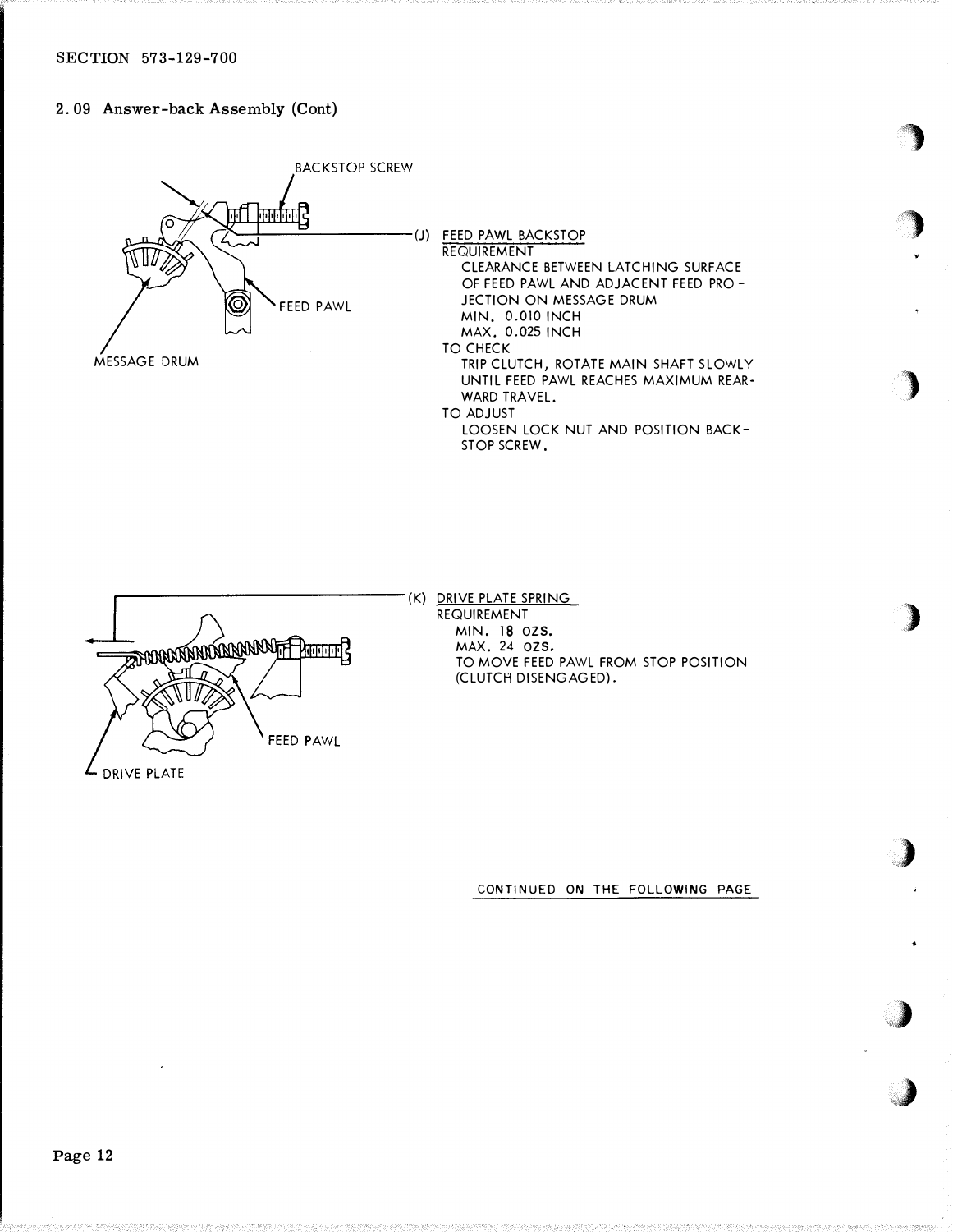## 2.09 Answer-back Assembly (Cont)

BACKSTOP SCREW

FEED PAWL

MESSAGE DRUM

(J) FEED PAWL BACKSTOP

REQUIREMENT

CLEARANCE BETWEEN LATCHING SURFACE OF FEED PAWL AND ADJACENT FEED PROJECTION ON MESSAGE DRUM

MIN. 0.010 INCH

MAX. 0.025 INCH

TO CHECK

TRIP CLUTCH, ROTATE MAIN SHAFT SLOWLY UNTIL FEED PAWL REACHES MAXIMUM REARWARD TRAVEL.

TO ADJUST

LOOSEN LOCK NUT AND POSITION BACKSTOP SCREW.

FEED PAWL

DRIVE PLATE

(K) DRIVE PLATE SPRING

REQUIREMENT

MIN. 18 OZS.

MAX. 24 OZS.

TO MOVE FEED PAWL FROM STOP POSITION (CLUTCH DISENGAGED).

CONTINUED ON THE FOLLOWING PAGE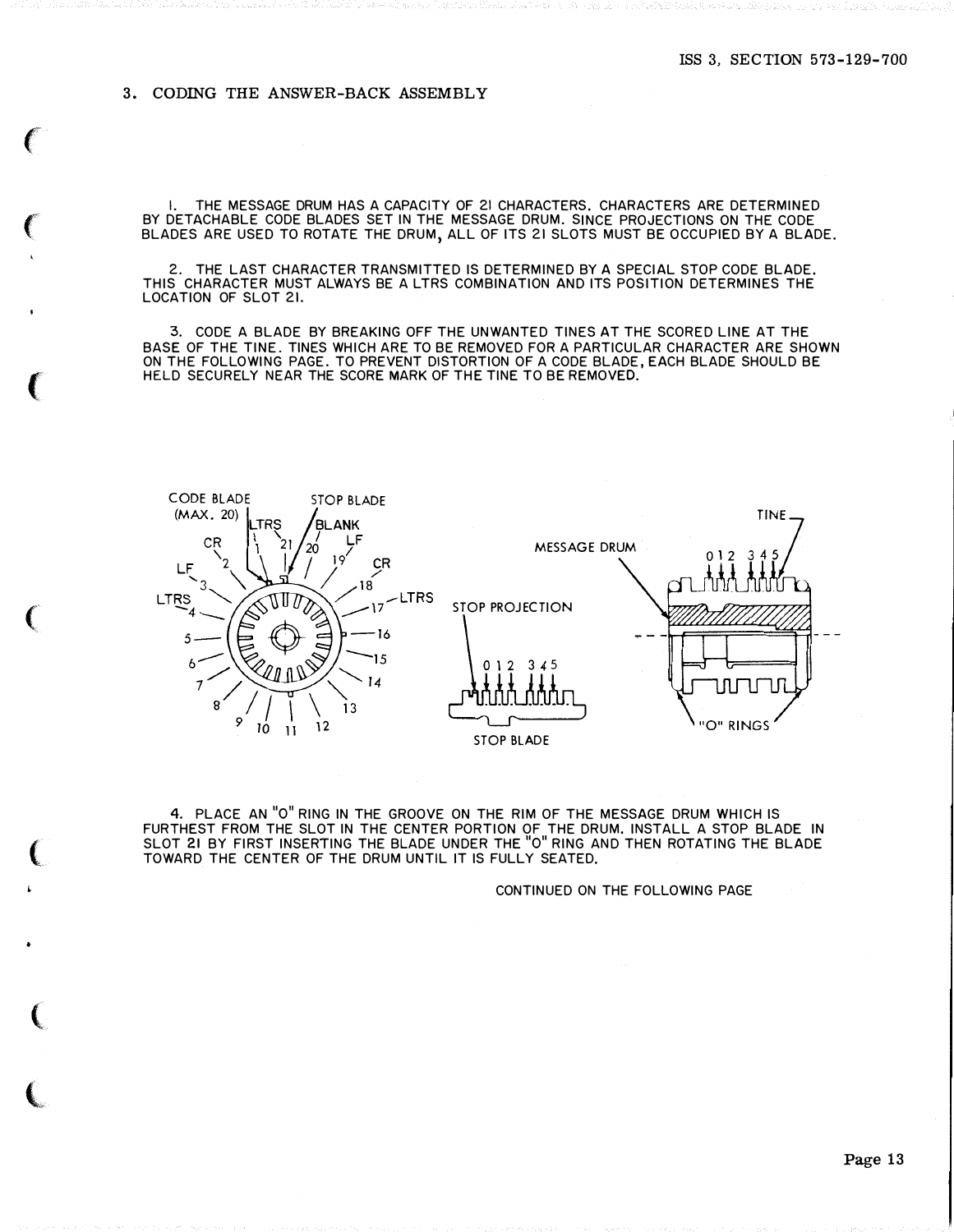## 3. CODING THE ANSWER-BACK ASSEMBLY

1. THE MESSAGE DRUM HAS A CAPACITY OF 21 CHARACTERS. CHARACTERS ARE DETERMINED BY DETACHABLE CODE BLADES SET IN THE MESSAGE DRUM. SINCE PROJECTIONS ON THE CODE BLADES ARE USED TO ROTATE THE DRUM, ALL OF ITS 21 SLOTS MUST BE OCCUPIED BY A BLADE.

2. THE LAST CHARACTER TRANSMITTED IS DETERMINED BY A SPECIAL STOP CODE BLADE. THIS CHARACTER MUST ALWAYS BE A LTRS COMBINATION AND ITS POSITION DETERMINES THE LOCATION OF SLOT 21.

3. CODE A BLADE BY BREAKING OFF THE UNWANTED TINES AT THE SCORED LINE AT THE BASE OF THE TINE. TINES WHICH ARE TO BE REMOVED FOR A PARTICULAR CHARACTER ARE SHOWN ON THE FOLLOWING PAGE. TO PREVENT DISTORTION OF A CODE BLADE, EACH BLADE SHOULD BE HELD SECURELY NEAR THE SCORE MARK OF THE TINE TO BE REMOVED.

CODE BLADE (MAX. 20) — STOP BLADE — LTRS 1 — 21 — BLANK 20 — CR 2 — LF 19 — LF 3 — CR 18 — LTRS 4 — LTRS 17 — 5 — 16 — 6 — 15 — 7 — 14 — 8 — 13 — 9 — 10 — 11 — 12

STOP PROJECTION — 0 1 2 3 4 5 — STOP BLADE

MESSAGE DRUM — TINE — 0 1 2 3 4 5 — "O" RINGS

4. PLACE AN "O" RING IN THE GROOVE ON THE RIM OF THE MESSAGE DRUM WHICH IS FURTHEST FROM THE SLOT IN THE CENTER PORTION OF THE DRUM. INSTALL A STOP BLADE IN SLOT 21 BY FIRST INSERTING THE BLADE UNDER THE "O" RING AND THEN ROTATING THE BLADE TOWARD THE CENTER OF THE DRUM UNTIL IT IS FULLY SEATED.

CONTINUED ON THE FOLLOWING PAGE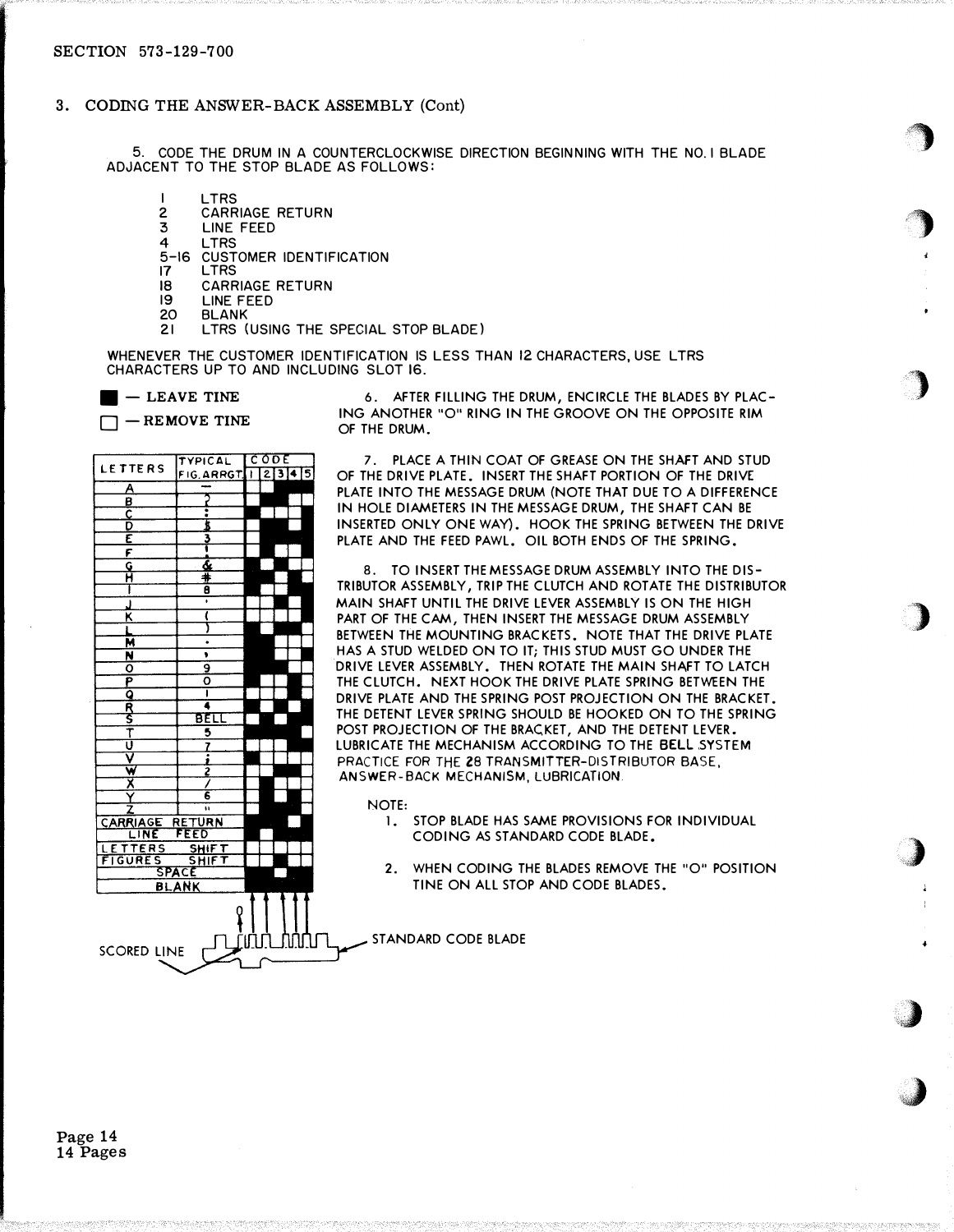3. CODING THE ANSWER-BACK ASSEMBLY (Cont)

5. CODE THE DRUM IN A COUNTERCLOCKWISE DIRECTION BEGINNING WITH THE NO. 1 BLADE ADJACENT TO THE STOP BLADE AS FOLLOWS:

| | |
|---|---|
| 1 | LTRS |
| 2 | CARRIAGE RETURN |
| 3 | LINE FEED |
| 4 | LTRS |
| 5-16 | CUSTOMER IDENTIFICATION |
| 17 | LTRS |
| 18 | CARRIAGE RETURN |
| 19 | LINE FEED |
| 20 | BLANK |
| 21 | LTRS (USING THE SPECIAL STOP BLADE) |

WHENEVER THE CUSTOMER IDENTIFICATION IS LESS THAN 12 CHARACTERS, USE LTRS CHARACTERS UP TO AND INCLUDING SLOT 16.

■ — LEAVE TINE

□ — REMOVE TINE

| LETTERS | TYPICAL FIG. ARRGT | CODE 1 | 2 | 3 | 4 | 5 |
|---|---|---|---|---|---|---|
| A | – | □ | □ | ■ | ■ | ■ |
| B | ? | □ | ■ | ■ | □ | □ |
| C | : | ■ | □ | □ | □ | ■ |
| D | $ | □ | ■ | ■ | □ | ■ |
| E | 3 | □ | ■ | ■ | ■ | ■ |
| F | ! | □ | ■ | □ | □ | ■ |
| G | & | ■ | □ | ■ | □ | □ |
| H | # | ■ | ■ | □ | ■ | □ |
| I | 8 | ■ | □ | □ | ■ | ■ |
| J | ' | □ | □ | ■ | □ | ■ |
| K | ( | □ | □ | □ | □ | ■ |
| L | ) | ■ | □ | ■ | ■ | □ |
| M | . | ■ | ■ | □ | □ | □ |
| N | , | ■ | ■ | □ | □ | ■ |
| O | 9 | ■ | ■ | ■ | □ | □ |
| P | 0 | ■ | □ | □ | ■ | □ |
| Q | 1 | □ | □ | □ | ■ | □ |
| R | 4 | ■ | □ | ■ | □ | ■ |
| S | BELL | □ | ■ | □ | ■ | ■ |
| T | 5 | ■ | ■ | ■ | ■ | □ |
| U | 7 | □ | □ | □ | ■ | ■ |
| V | ; | ■ | □ | □ | □ | □ |
| W | 2 | □ | □ | ■ | ■ | □ |
| X | / | □ | ■ | □ | □ | □ |
| Y | 6 | □ | ■ | □ | ■ | □ |
| Z | " | □ | ■ | ■ | ■ | □ |
| CARRIAGE RETURN | | ■ | ■ | ■ | □ | ■ |
| LINE FEED | | ■ | □ | ■ | ■ | ■ |
| LETTERS SHIFT | | □ | □ | □ | □ | □ |
| FIGURES SHIFT | | □ | □ | ■ | □ | □ |
| SPACE | | ■ | ■ | □ | ■ | ■ |
| BLANK | | ■ | ■ | ■ | ■ | ■ |

O

SCORED LINE

STANDARD CODE BLADE

6. AFTER FILLING THE DRUM, ENCIRCLE THE BLADES BY PLACING ANOTHER "O" RING IN THE GROOVE ON THE OPPOSITE RIM OF THE DRUM.

7. PLACE A THIN COAT OF GREASE ON THE SHAFT AND STUD OF THE DRIVE PLATE. INSERT THE SHAFT PORTION OF THE DRIVE PLATE INTO THE MESSAGE DRUM (NOTE THAT DUE TO A DIFFERENCE IN HOLE DIAMETERS IN THE MESSAGE DRUM, THE SHAFT CAN BE INSERTED ONLY ONE WAY). HOOK THE SPRING BETWEEN THE DRIVE PLATE AND THE FEED PAWL. OIL BOTH ENDS OF THE SPRING.

8. TO INSERT THE MESSAGE DRUM ASSEMBLY INTO THE DISTRIBUTOR ASSEMBLY, TRIP THE CLUTCH AND ROTATE THE DISTRIBUTOR MAIN SHAFT UNTIL THE DRIVE LEVER ASSEMBLY IS ON THE HIGH PART OF THE CAM, THEN INSERT THE MESSAGE DRUM ASSEMBLY BETWEEN THE MOUNTING BRACKETS. NOTE THAT THE DRIVE PLATE HAS A STUD WELDED ON TO IT; THIS STUD MUST GO UNDER THE DRIVE LEVER ASSEMBLY. THEN ROTATE THE MAIN SHAFT TO LATCH THE CLUTCH. NEXT HOOK THE DRIVE PLATE SPRING BETWEEN THE DRIVE PLATE AND THE SPRING POST PROJECTION ON THE BRACKET. THE DETENT LEVER SPRING SHOULD BE HOOKED ON TO THE SPRING POST PROJECTION OF THE BRACKET, AND THE DETENT LEVER. LUBRICATE THE MECHANISM ACCORDING TO THE BELL SYSTEM PRACTICE FOR THE 28 TRANSMITTER-DISTRIBUTOR BASE, ANSWER-BACK MECHANISM, LUBRICATION.

NOTE:

1. STOP BLADE HAS SAME PROVISIONS FOR INDIVIDUAL CODING AS STANDARD CODE BLADE.

2. WHEN CODING THE BLADES REMOVE THE "O" POSITION TINE ON ALL STOP AND CODE BLADES.